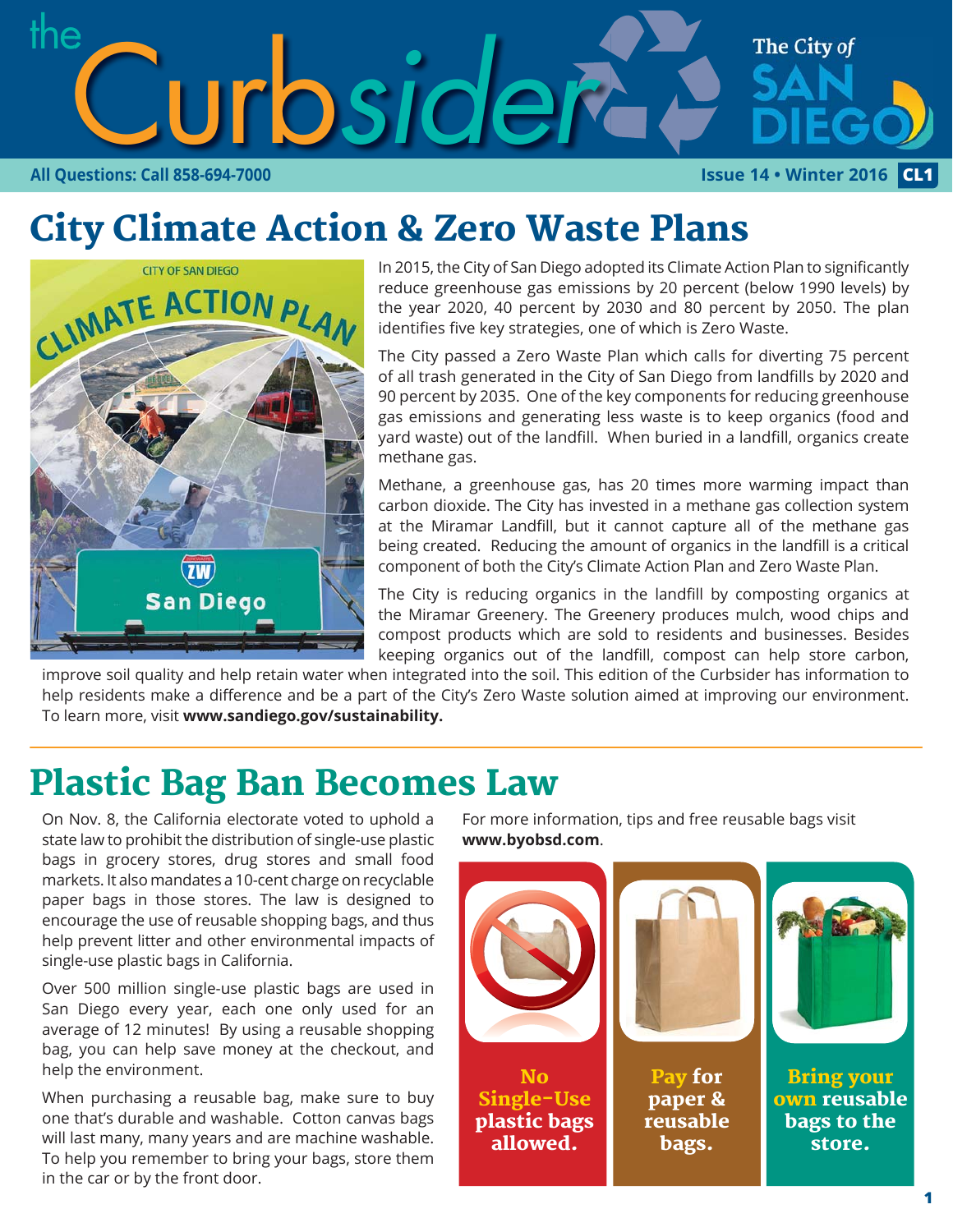# the Curbsider

The City of San Diego

All Questions: Call 858-694-7000

Issue 14 • Winter 2016

## City Climate Action & Zero Waste Plans

In 2015, the City of San Diego adopted its Climate Action Plan to significantly reduce greenhouse gas emissions by 20 percent (below 1990 levels) by the year 2020, 40 percent by 2030 and 80 percent by 2050. The plan identifies five key strategies, one of which is Zero Waste.

The City passed a Zero Waste Plan which calls for diverting 75 percent of all trash generated in the City of San Diego from landfills by 2020 and 90 percent by 2035. One of the key components for reducing greenhouse gas emissions and generating less waste is to keep organics (food and yard waste) out of the landfill. When buried in a landfill, organics create methane gas.

Methane, a greenhouse gas, has 20 times more warming impact than carbon dioxide. The City has invested in a methane gas collection system at the Miramar Landfill, but it cannot capture all of the methane gas being created. Reducing the amount of organics in the landfill is a critical component of both the City's Climate Action Plan and Zero Waste Plan.

The City is reducing organics in the landfill by composting organics at the Miramar Greenery. The Greenery produces mulch, wood chips and compost products which are sold to residents and businesses. Besides keeping organics out of the landfill, compost can help store carbon, improve soil quality and help retain water when integrated into the soil. This edition of the Curbsider has information to help residents make a difference and be a part of the City's Zero Waste solution aimed at improving our environment. To learn more, visit **www.sandiego.gov/sustainability.**

## Plastic Bag Ban Becomes Law

On Nov. 8, the California electorate voted to uphold a state law to prohibit the distribution of single-use plastic bags in grocery stores, drug stores and small food markets. It also mandates a 10-cent charge on recyclable paper bags in those stores. The law is designed to encourage the use of reusable shopping bags, and thus help prevent litter and other environmental impacts of single-use plastic bags in California.

Over 500 million single-use plastic bags are used in San Diego every year, each one only used for an average of 12 minutes! By using a reusable shopping bag, you can help save money at the checkout, and help the environment.

When purchasing a reusable bag, make sure to buy one that's durable and washable. Cotton canvas bags will last many, many years and are machine washable. To help you remember to bring your bags, store them in the car or by the front door.

For more information, tips and free reusable bags visit **www.byobsd.com**.

**No Single-Use plastic bags allowed.**

**Pay for paper & reusable bags.**

**Bring your own reusable bags to the store.**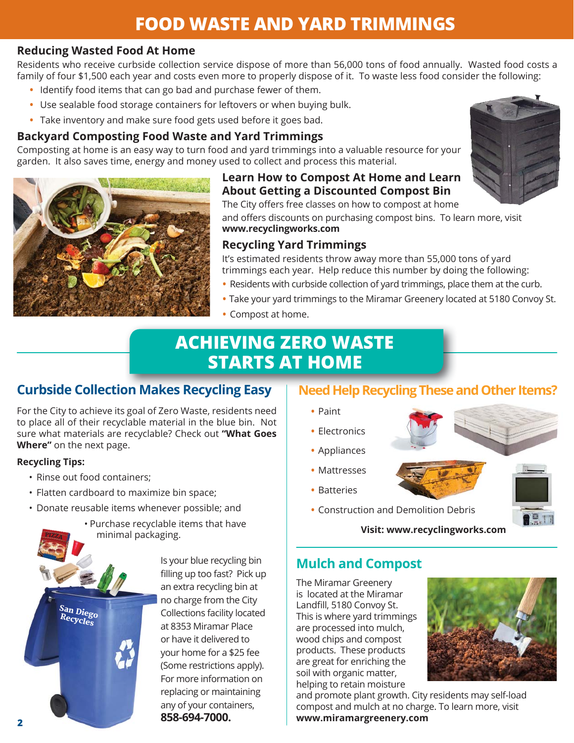# FOOD WASTE AND YARD TRIMMINGS

### Reducing Wasted Food At Home

Residents who receive curbside collection service dispose of more than 56,000 tons of food annually. Wasted food costs a family of four $1,500 each year and costs even more to properly dispose of it. To waste less food consider the following:

- Identify food items that can go bad and purchase fewer of them.
- Use sealable food storage containers for leftovers or when buying bulk.
- Take inventory and make sure food gets used before it goes bad.

### Backyard Composting Food Waste and Yard Trimmings

Composting at home is an easy way to turn food and yard trimmings into a valuable resource for your garden. It also saves time, energy and money used to collect and process this material.

### Learn How to Compost At Home and Learn About Getting a Discounted Compost Bin

The City offers free classes on how to compost at home and offers discounts on purchasing compost bins. To learn more, visit **www.recyclingworks.com**

### Recycling Yard Trimmings

It's estimated residents throw away more than 55,000 tons of yard trimmings each year. Help reduce this number by doing the following:

- Residents with curbside collection of yard trimmings, place them at the curb.
- Take your yard trimmings to the Miramar Greenery located at 5180 Convoy St.
- Compost at home.

# ACHIEVING ZERO WASTE STARTS AT HOME

## Curbside Collection Makes Recycling Easy

For the City to achieve its goal of Zero Waste, residents need to place all of their recyclable material in the blue bin. Not sure what materials are recyclable? Check out **"What Goes Where"** on the next page.

**Recycling Tips:**

- Rinse out food containers;
- Flatten cardboard to maximize bin space;
- Donate reusable items whenever possible; and
- Purchase recyclable items that have minimal packaging.

Is your blue recycling bin filling up too fast? Pick up an extra recycling bin at no charge from the City Collections facility located at 8353 Miramar Place or have it delivered to your home for a $25 fee (Some restrictions apply). For more information on replacing or maintaining any of your containers, **858-694-7000.**

## Need Help Recycling These and Other Items?

- Paint
- Electronics
- Appliances
- Mattresses
- Batteries
- Construction and Demolition Debris

**Visit: www.recyclingworks.com**

## Mulch and Compost

The Miramar Greenery is located at the Miramar Landfill, 5180 Convoy St. This is where yard trimmings are processed into mulch, wood chips and compost products. These products are great for enriching the soil with organic matter, helping to retain moisture and promote plant growth. City residents may self-load compost and mulch at no charge. To learn more, visit **www.miramargreenery.com**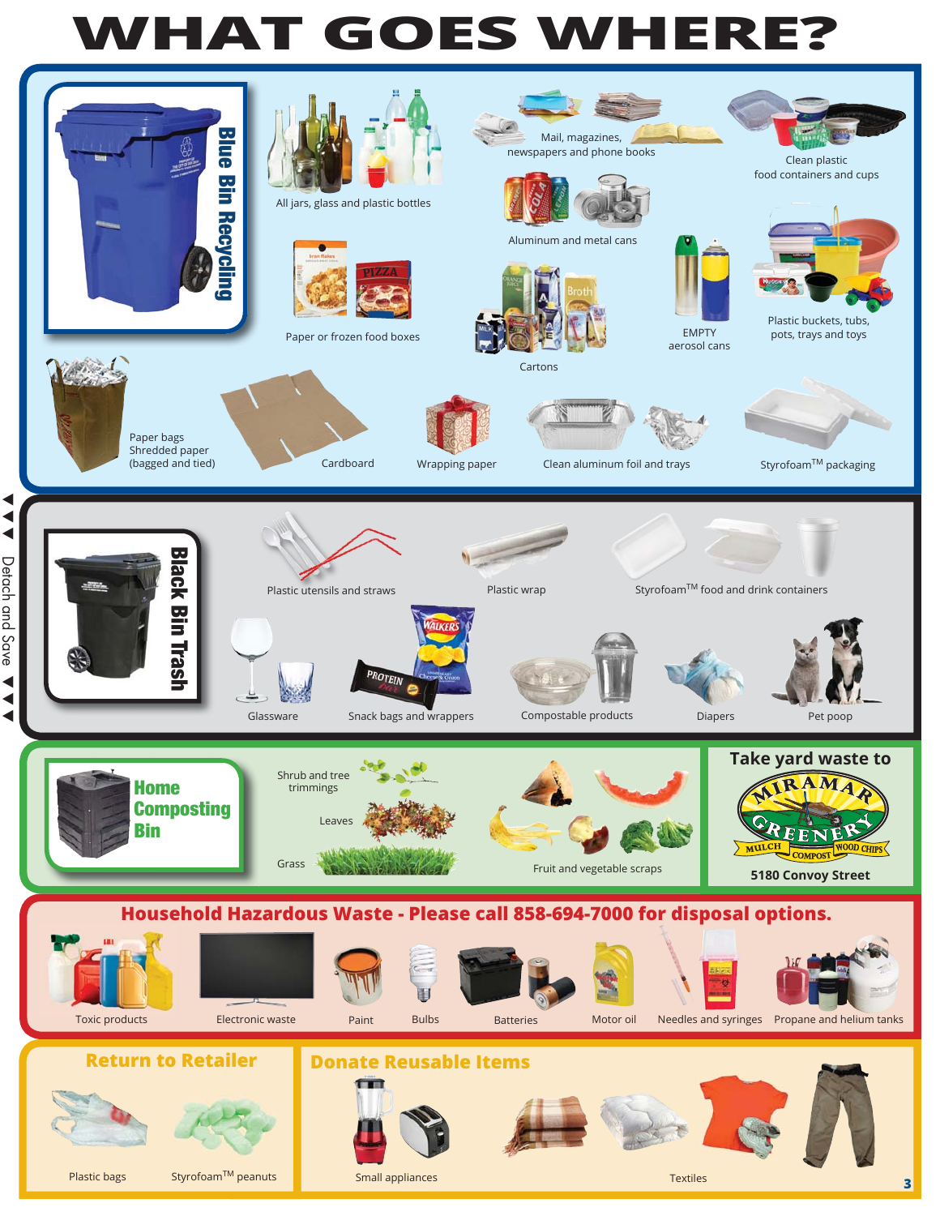# WHAT GOES WHERE?

## Blue Bin Recycling

- All jars, glass and plastic bottles
- Mail, magazines, newspapers and phone books
- Clean plastic food containers and cups
- Aluminum and metal cans
- Paper or frozen food boxes
- Cartons
- EMPTY aerosol cans
- Plastic buckets, tubs, pots, trays and toys
- Paper bags
- Shredded paper (bagged and tied)
- Cardboard
- Wrapping paper
- Clean aluminum foil and trays
- Styrofoam[TM] packaging

◄◄◄ Detach and Save ◄◄◄

## Black Bin Trash

- Plastic utensils and straws
- Plastic wrap
- Styrofoam[TM] food and drink containers
- Glassware
- Snack bags and wrappers
- Compostable products
- Diapers
- Pet poop

## Home Composting Bin

- Shrub and tree trimmings
- Leaves
- Grass
- Fruit and vegetable scraps

**Take yard waste to**

MIRAMAR GREENERY — MULCH, COMPOST, WOOD CHIPS

**5180 Convoy Street**

## Household Hazardous Waste - Please call 858-694-7000 for disposal options.

- Toxic products
- Electronic waste
- Paint
- Bulbs
- Batteries
- Motor oil
- Needles and syringes
- Propane and helium tanks

## Return to Retailer

- Plastic bags
- Styrofoam[TM] peanuts

## Donate Reusable Items

- Small appliances
- Textiles